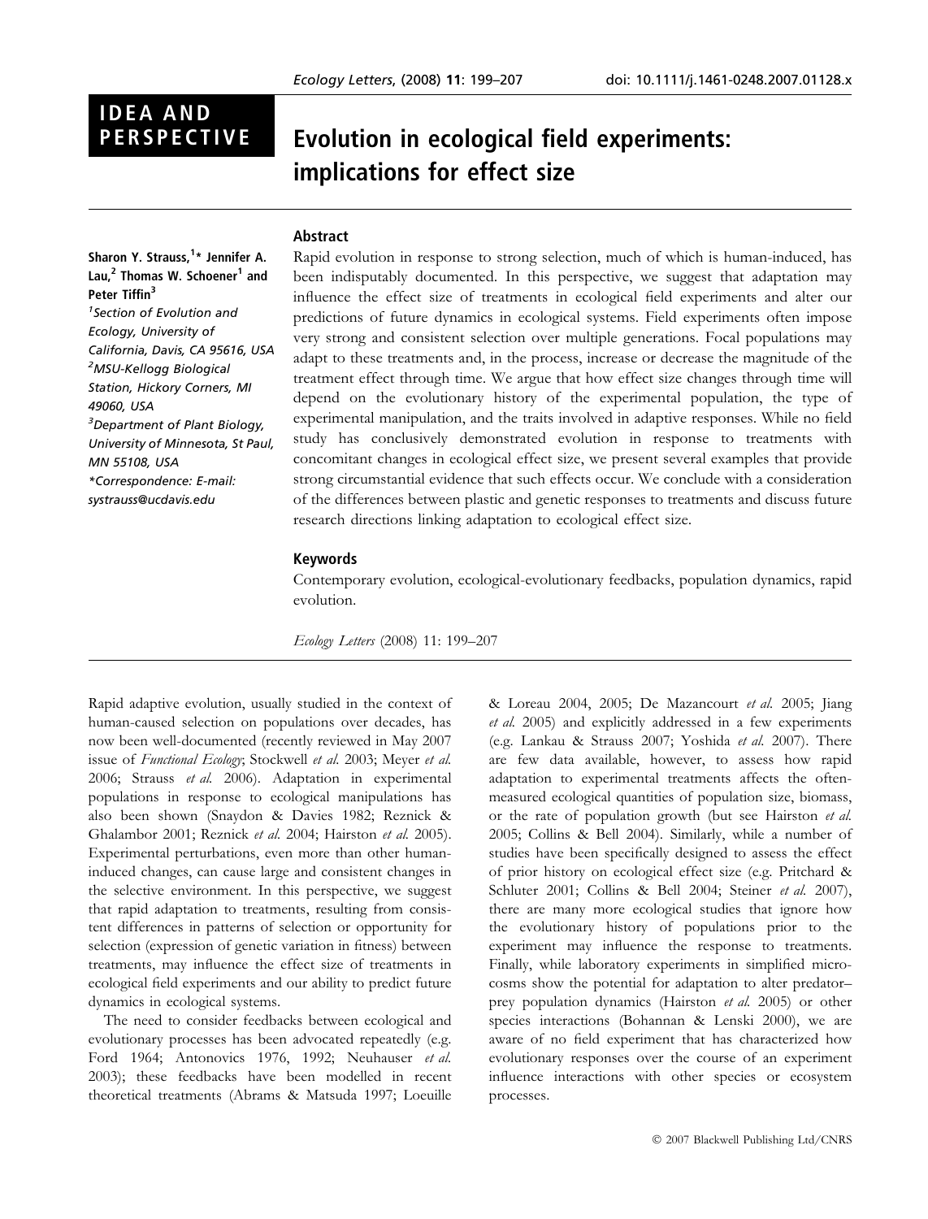IDEA AND PERSPECTIVE

# Evolution in ecological field experiments: implications for effect size

Sharon Y. Strauss,[1]* Jennifer A. Lau,[2] Thomas W. Schoener[1] and Peter Tiffin[3]

[1]Section of Evolution and Ecology, University of California, Davis, CA 95616, USA
[2]MSU-Kellogg Biological Station, Hickory Corners, MI 49060, USA
[3]Department of Plant Biology, University of Minnesota, St Paul, MN 55108, USA
*Correspondence: E-mail: systrauss@ucdavis.edu

## Abstract

Rapid evolution in response to strong selection, much of which is human-induced, has been indisputably documented. In this perspective, we suggest that adaptation may influence the effect size of treatments in ecological field experiments and alter our predictions of future dynamics in ecological systems. Field experiments often impose very strong and consistent selection over multiple generations. Focal populations may adapt to these treatments and, in the process, increase or decrease the magnitude of the treatment effect through time. We argue that how effect size changes through time will depend on the evolutionary history of the experimental population, the type of experimental manipulation, and the traits involved in adaptive responses. While no field study has conclusively demonstrated evolution in response to treatments with concomitant changes in ecological effect size, we present several examples that provide strong circumstantial evidence that such effects occur. We conclude with a consideration of the differences between plastic and genetic responses to treatments and discuss future research directions linking adaptation to ecological effect size.

## Keywords

Contemporary evolution, ecological-evolutionary feedbacks, population dynamics, rapid evolution.

*Ecology Letters* (2008) 11: 199–207

Rapid adaptive evolution, usually studied in the context of human-caused selection on populations over decades, has now been well-documented (recently reviewed in May 2007 issue of *Functional Ecology*; Stockwell *et al.* 2003; Meyer *et al.* 2006; Strauss *et al.* 2006). Adaptation in experimental populations in response to ecological manipulations has also been shown (Snaydon & Davies 1982; Reznick & Ghalambor 2001; Reznick *et al.* 2004; Hairston *et al.* 2005). Experimental perturbations, even more than other human-induced changes, can cause large and consistent changes in the selective environment. In this perspective, we suggest that rapid adaptation to treatments, resulting from consistent differences in patterns of selection or opportunity for selection (expression of genetic variation in fitness) between treatments, may influence the effect size of treatments in ecological field experiments and our ability to predict future dynamics in ecological systems.

The need to consider feedbacks between ecological and evolutionary processes has been advocated repeatedly (e.g. Ford 1964; Antonovics 1976, 1992; Neuhauser *et al.* 2003); these feedbacks have been modelled in recent theoretical treatments (Abrams & Matsuda 1997; Loeuille & Loreau 2004, 2005; De Mazancourt *et al.* 2005; Jiang *et al.* 2005) and explicitly addressed in a few experiments (e.g. Lankau & Strauss 2007; Yoshida *et al.* 2007). There are few data available, however, to assess how rapid adaptation to experimental treatments affects the often-measured ecological quantities of population size, biomass, or the rate of population growth (but see Hairston *et al.* 2005; Collins & Bell 2004). Similarly, while a number of studies have been specifically designed to assess the effect of prior history on ecological effect size (e.g. Pritchard & Schluter 2001; Collins & Bell 2004; Steiner *et al.* 2007), there are many more ecological studies that ignore how the evolutionary history of populations prior to the experiment may influence the response to treatments. Finally, while laboratory experiments in simplified microcosms show the potential for adaptation to alter predator–prey population dynamics (Hairston *et al.* 2005) or other species interactions (Bohannan & Lenski 2000), we are aware of no field experiment that has characterized how evolutionary responses over the course of an experiment influence interactions with other species or ecosystem processes.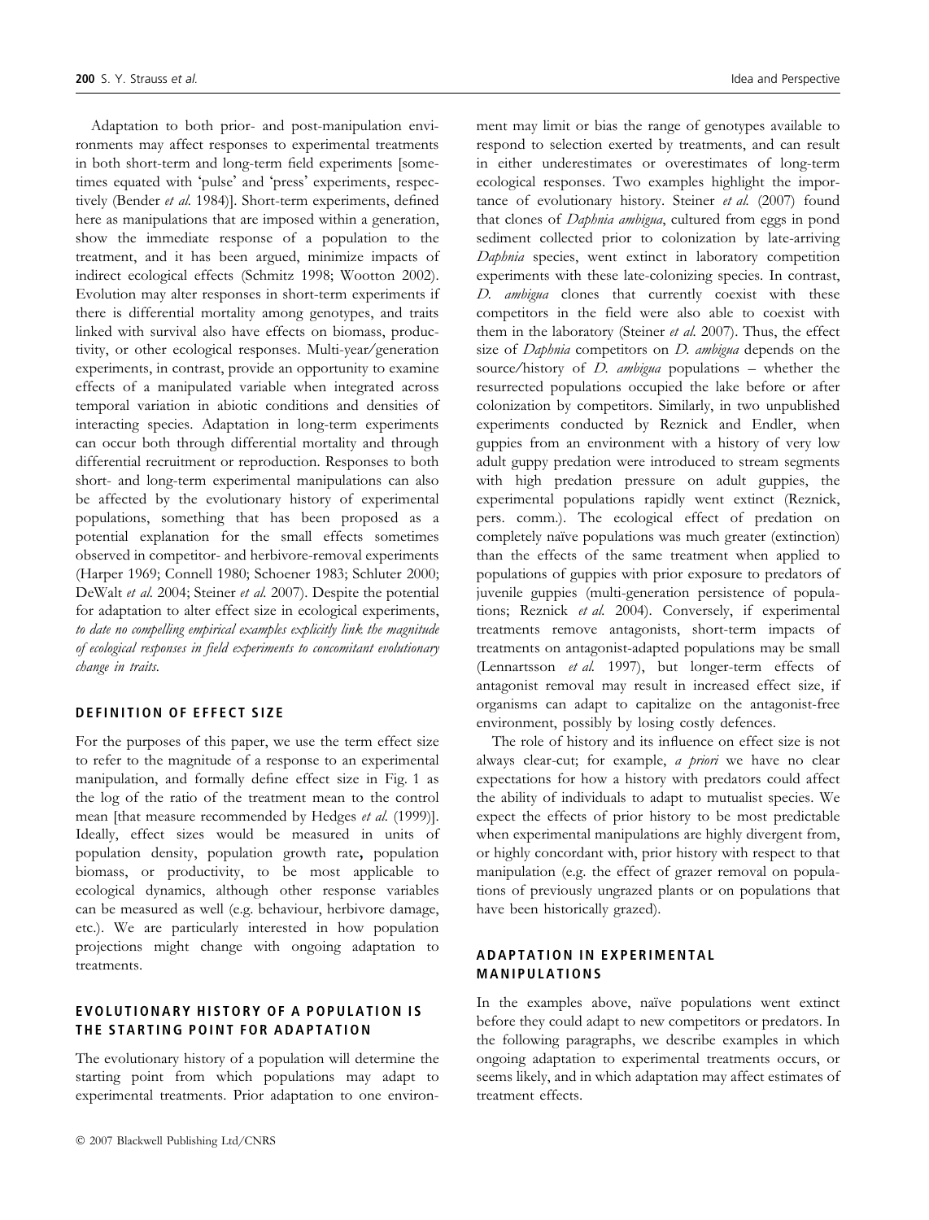Adaptation to both prior- and post-manipulation environments may affect responses to experimental treatments in both short-term and long-term field experiments [sometimes equated with 'pulse' and 'press' experiments, respectively (Bender *et al.* 1984)]. Short-term experiments, defined here as manipulations that are imposed within a generation, show the immediate response of a population to the treatment, and it has been argued, minimize impacts of indirect ecological effects (Schmitz 1998; Wootton 2002). Evolution may alter responses in short-term experiments if there is differential mortality among genotypes, and traits linked with survival also have effects on biomass, productivity, or other ecological responses. Multi-year/generation experiments, in contrast, provide an opportunity to examine effects of a manipulated variable when integrated across temporal variation in abiotic conditions and densities of interacting species. Adaptation in long-term experiments can occur both through differential mortality and through differential recruitment or reproduction. Responses to both short- and long-term experimental manipulations can also be affected by the evolutionary history of experimental populations, something that has been proposed as a potential explanation for the small effects sometimes observed in competitor- and herbivore-removal experiments (Harper 1969; Connell 1980; Schoener 1983; Schluter 2000; DeWalt *et al.* 2004; Steiner *et al.* 2007). Despite the potential for adaptation to alter effect size in ecological experiments, *to date no compelling empirical examples explicitly link the magnitude of ecological responses in field experiments to concomitant evolutionary change in traits.*

## DEFINITION OF EFFECT SIZE

For the purposes of this paper, we use the term effect size to refer to the magnitude of a response to an experimental manipulation, and formally define effect size in Fig. 1 as the log of the ratio of the treatment mean to the control mean [that measure recommended by Hedges *et al.* (1999)]. Ideally, effect sizes would be measured in units of population density, population growth rate, population biomass, or productivity, to be most applicable to ecological dynamics, although other response variables can be measured as well (e.g. behaviour, herbivore damage, etc.). We are particularly interested in how population projections might change with ongoing adaptation to treatments.

## EVOLUTIONARY HISTORY OF A POPULATION IS THE STARTING POINT FOR ADAPTATION

The evolutionary history of a population will determine the starting point from which populations may adapt to experimental treatments. Prior adaptation to one environment may limit or bias the range of genotypes available to respond to selection exerted by treatments, and can result in either underestimates or overestimates of long-term ecological responses. Two examples highlight the importance of evolutionary history. Steiner *et al.* (2007) found that clones of *Daphnia ambigua*, cultured from eggs in pond sediment collected prior to colonization by late-arriving *Daphnia* species, went extinct in laboratory competition experiments with these late-colonizing species. In contrast, *D. ambigua* clones that currently coexist with these competitors in the field were also able to coexist with them in the laboratory (Steiner *et al.* 2007). Thus, the effect size of *Daphnia* competitors on *D. ambigua* depends on the source/history of *D. ambigua* populations – whether the resurrected populations occupied the lake before or after colonization by competitors. Similarly, in two unpublished experiments conducted by Reznick and Endler, when guppies from an environment with a history of very low adult guppy predation were introduced to stream segments with high predation pressure on adult guppies, the experimental populations rapidly went extinct (Reznick, pers. comm.). The ecological effect of predation on completely naïve populations was much greater (extinction) than the effects of the same treatment when applied to populations of guppies with prior exposure to predators of juvenile guppies (multi-generation persistence of populations; Reznick *et al.* 2004). Conversely, if experimental treatments remove antagonists, short-term impacts of treatments on antagonist-adapted populations may be small (Lennartsson *et al.* 1997), but longer-term effects of antagonist removal may result in increased effect size, if organisms can adapt to capitalize on the antagonist-free environment, possibly by losing costly defences.

The role of history and its influence on effect size is not always clear-cut; for example, *a priori* we have no clear expectations for how a history with predators could affect the ability of individuals to adapt to mutualist species. We expect the effects of prior history to be most predictable when experimental manipulations are highly divergent from, or highly concordant with, prior history with respect to that manipulation (e.g. the effect of grazer removal on populations of previously ungrazed plants or on populations that have been historically grazed).

## ADAPTATION IN EXPERIMENTAL MANIPULATIONS

In the examples above, naïve populations went extinct before they could adapt to new competitors or predators. In the following paragraphs, we describe examples in which ongoing adaptation to experimental treatments occurs, or seems likely, and in which adaptation may affect estimates of treatment effects.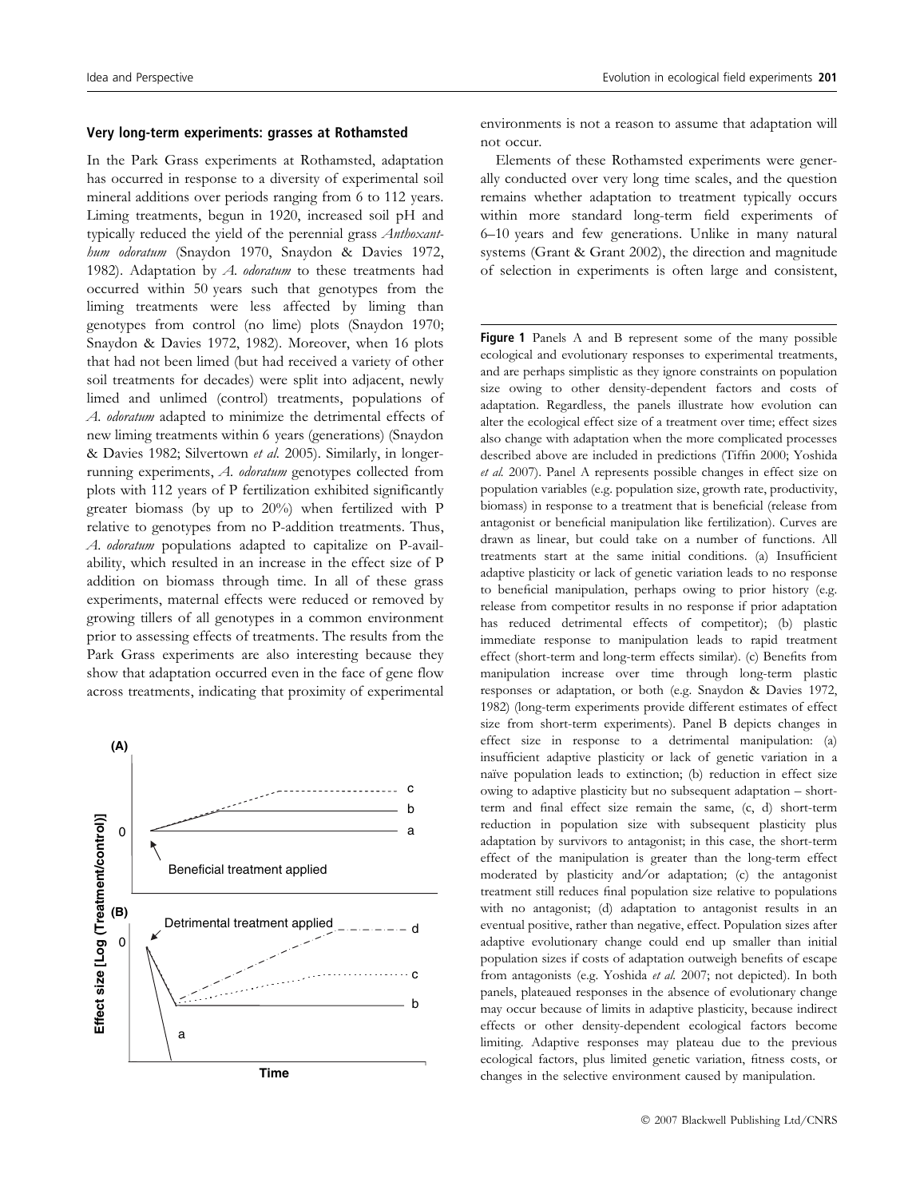### Very long-term experiments: grasses at Rothamsted

In the Park Grass experiments at Rothamsted, adaptation has occurred in response to a diversity of experimental soil mineral additions over periods ranging from 6 to 112 years. Liming treatments, begun in 1920, increased soil pH and typically reduced the yield of the perennial grass *Anthoxanthum odoratum* (Snaydon 1970, Snaydon & Davies 1972, 1982). Adaptation by *A. odoratum* to these treatments had occurred within 50 years such that genotypes from the liming treatments were less affected by liming than genotypes from control (no lime) plots (Snaydon 1970; Snaydon & Davies 1972, 1982). Moreover, when 16 plots that had not been limed (but had received a variety of other soil treatments for decades) were split into adjacent, newly limed and unlimed (control) treatments, populations of *A. odoratum* adapted to minimize the detrimental effects of new liming treatments within 6 years (generations) (Snaydon & Davies 1982; Silvertown *et al.* 2005). Similarly, in longer-running experiments, *A. odoratum* genotypes collected from plots with 112 years of P fertilization exhibited significantly greater biomass (by up to 20%) when fertilized with P relative to genotypes from no P-addition treatments. Thus, *A. odoratum* populations adapted to capitalize on P-availability, which resulted in an increase in the effect size of P addition on biomass through time. In all of these grass experiments, maternal effects were reduced or removed by growing tillers of all genotypes in a common environment prior to assessing effects of treatments. The results from the Park Grass experiments are also interesting because they show that adaptation occurred even in the face of gene flow across treatments, indicating that proximity of experimental environments is not a reason to assume that adaptation will not occur.

Elements of these Rothamsted experiments were generally conducted over very long time scales, and the question remains whether adaptation to treatment typically occurs within more standard long-term field experiments of 6–10 years and few generations. Unlike in many natural systems (Grant & Grant 2002), the direction and magnitude of selection in experiments is often large and consistent,

**Figure 1** Panels A and B represent some of the many possible ecological and evolutionary responses to experimental treatments, and are perhaps simplistic as they ignore constraints on population size owing to other density-dependent factors and costs of adaptation. Regardless, the panels illustrate how evolution can alter the ecological effect size of a treatment over time; effect sizes also change with adaptation when the more complicated processes described above are included in predictions (Tiffin 2000; Yoshida *et al.* 2007). Panel A represents possible changes in effect size on population variables (e.g. population size, growth rate, productivity, biomass) in response to a treatment that is beneficial (release from antagonist or beneficial manipulation like fertilization). Curves are drawn as linear, but could take on a number of functions. All treatments start at the same initial conditions. (a) Insufficient adaptive plasticity or lack of genetic variation leads to no response to beneficial manipulation, perhaps owing to prior history (e.g. release from competitor results in no response if prior adaptation has reduced detrimental effects of competitor); (b) plastic immediate response to manipulation leads to rapid treatment effect (short-term and long-term effects similar). (c) Benefits from manipulation increase over time through long-term plastic responses or adaptation, or both (e.g. Snaydon & Davies 1972, 1982) (long-term experiments provide different estimates of effect size from short-term experiments). Panel B depicts changes in effect size in response to a detrimental manipulation: (a) insufficient adaptive plasticity or lack of genetic variation in a naïve population leads to extinction; (b) reduction in effect size owing to adaptive plasticity but no subsequent adaptation – short-term and final effect size remain the same, (c, d) short-term reduction in population size with subsequent plasticity plus adaptation by survivors to antagonist; in this case, the short-term effect of the manipulation is greater than the long-term effect moderated by plasticity and/or adaptation; (c) the antagonist treatment still reduces final population size relative to populations with no antagonist; (d) adaptation to antagonist results in an eventual positive, rather than negative, effect. Population sizes after adaptive evolutionary change could end up smaller than initial population sizes if costs of adaptation outweigh benefits of escape from antagonists (e.g. Yoshida *et al.* 2007; not depicted). In both panels, plateaued responses in the absence of evolutionary change may occur because of limits in adaptive plasticity, because indirect effects or other density-dependent ecological factors become limiting. Adaptive responses may plateau due to the previous ecological factors, plus limited genetic variation, fitness costs, or changes in the selective environment caused by manipulation.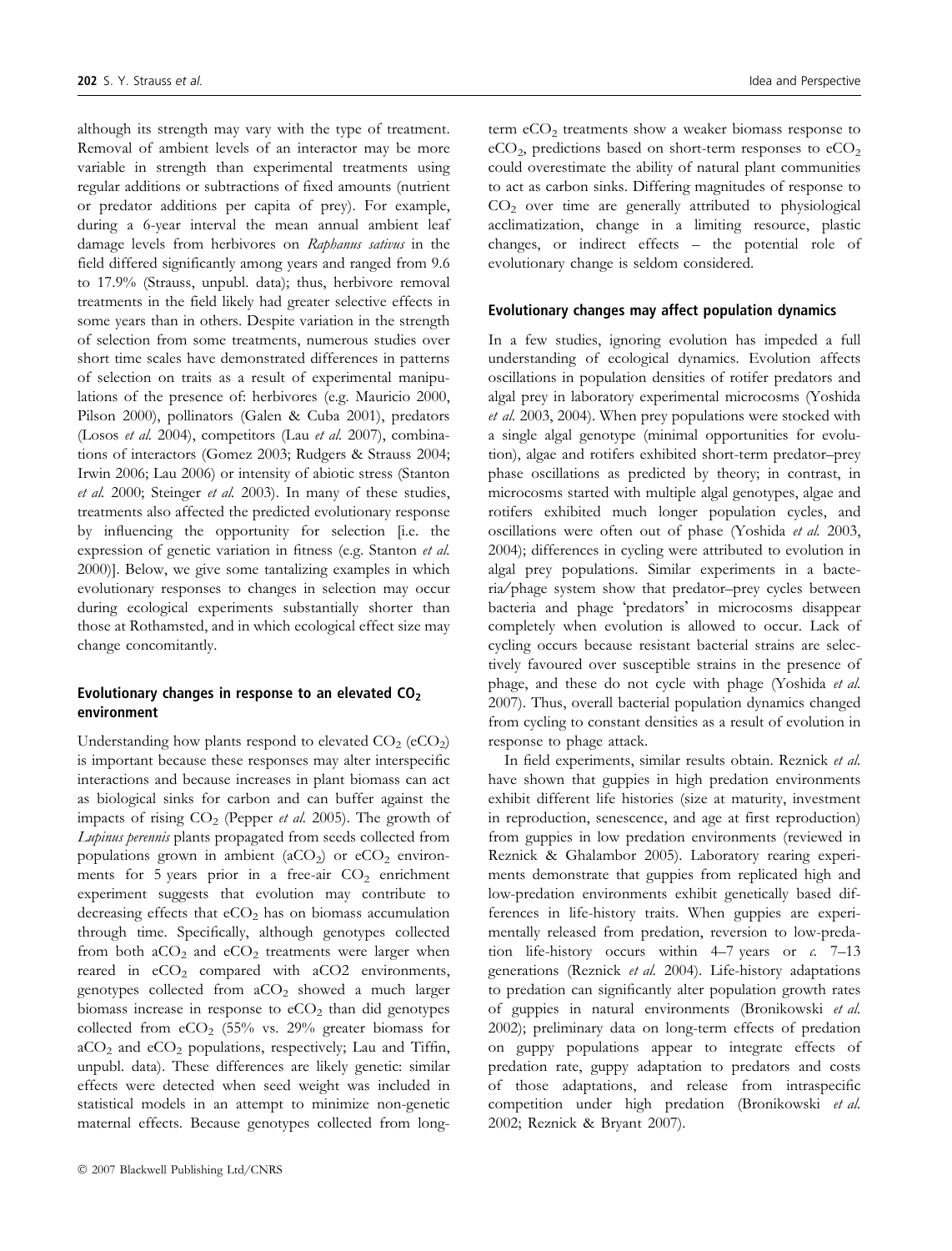although its strength may vary with the type of treatment. Removal of ambient levels of an interactor may be more variable in strength than experimental treatments using regular additions or subtractions of fixed amounts (nutrient or predator additions per capita of prey). For example, during a 6-year interval the mean annual ambient leaf damage levels from herbivores on *Raphanus sativus* in the field differed significantly among years and ranged from 9.6 to 17.9% (Strauss, unpubl. data); thus, herbivore removal treatments in the field likely had greater selective effects in some years than in others. Despite variation in the strength of selection from some treatments, numerous studies over short time scales have demonstrated differences in patterns of selection on traits as a result of experimental manipulations of the presence of: herbivores (e.g. Mauricio 2000, Pilson 2000), pollinators (Galen & Cuba 2001), predators (Losos *et al.* 2004), competitors (Lau *et al.* 2007), combinations of interactors (Gomez 2003; Rudgers & Strauss 2004; Irwin 2006; Lau 2006) or intensity of abiotic stress (Stanton *et al.* 2000; Steinger *et al.* 2003). In many of these studies, treatments also affected the predicted evolutionary response by influencing the opportunity for selection [i.e. the expression of genetic variation in fitness (e.g. Stanton *et al.* 2000)]. Below, we give some tantalizing examples in which evolutionary responses to changes in selection may occur during ecological experiments substantially shorter than those at Rothamsted, and in which ecological effect size may change concomitantly.

### Evolutionary changes in response to an elevated $CO_2$ environment

Understanding how plants respond to elevated $CO_2$ ($eCO_2$) is important because these responses may alter interspecific interactions and because increases in plant biomass can act as biological sinks for carbon and can buffer against the impacts of rising $CO_2$ (Pepper *et al.* 2005). The growth of *Lupinus perennis* plants propagated from seeds collected from populations grown in ambient ($aCO_2$) or $eCO_2$ environments for 5 years prior in a free-air $CO_2$ enrichment experiment suggests that evolution may contribute to decreasing effects that $eCO_2$ has on biomass accumulation through time. Specifically, although genotypes collected from both $aCO_2$ and $eCO_2$ treatments were larger when reared in $eCO_2$ compared with aCO2 environments, genotypes collected from $aCO_2$ showed a much larger biomass increase in response to $eCO_2$ than did genotypes collected from $eCO_2$ (55% vs. 29% greater biomass for $aCO_2$ and $eCO_2$ populations, respectively; Lau and Tiffin, unpubl. data). These differences are likely genetic: similar effects were detected when seed weight was included in statistical models in an attempt to minimize non-genetic maternal effects. Because genotypes collected from long-term $eCO_2$ treatments show a weaker biomass response to $eCO_2$, predictions based on short-term responses to $eCO_2$ could overestimate the ability of natural plant communities to act as carbon sinks. Differing magnitudes of response to $CO_2$ over time are generally attributed to physiological acclimatization, change in a limiting resource, plastic changes, or indirect effects – the potential role of evolutionary change is seldom considered.

### Evolutionary changes may affect population dynamics

In a few studies, ignoring evolution has impeded a full understanding of ecological dynamics. Evolution affects oscillations in population densities of rotifer predators and algal prey in laboratory experimental microcosms (Yoshida *et al.* 2003, 2004). When prey populations were stocked with a single algal genotype (minimal opportunities for evolution), algae and rotifers exhibited short-term predator–prey phase oscillations as predicted by theory; in contrast, in microcosms started with multiple algal genotypes, algae and rotifers exhibited much longer population cycles, and oscillations were often out of phase (Yoshida *et al.* 2003, 2004); differences in cycling were attributed to evolution in algal prey populations. Similar experiments in a bacteria/phage system show that predator–prey cycles between bacteria and phage 'predators' in microcosms disappear completely when evolution is allowed to occur. Lack of cycling occurs because resistant bacterial strains are selectively favoured over susceptible strains in the presence of phage, and these do not cycle with phage (Yoshida *et al.* 2007). Thus, overall bacterial population dynamics changed from cycling to constant densities as a result of evolution in response to phage attack.

In field experiments, similar results obtain. Reznick *et al.* have shown that guppies in high predation environments exhibit different life histories (size at maturity, investment in reproduction, senescence, and age at first reproduction) from guppies in low predation environments (reviewed in Reznick & Ghalambor 2005). Laboratory rearing experiments demonstrate that guppies from replicated high and low-predation environments exhibit genetically based differences in life-history traits. When guppies are experimentally released from predation, reversion to low-predation life-history occurs within 4–7 years or *c.* 7–13 generations (Reznick *et al.* 2004). Life-history adaptations to predation can significantly alter population growth rates of guppies in natural environments (Bronikowski *et al.* 2002); preliminary data on long-term effects of predation on guppy populations appear to integrate effects of predation rate, guppy adaptation to predators and costs of those adaptations, and release from intraspecific competition under high predation (Bronikowski *et al.* 2002; Reznick & Bryant 2007).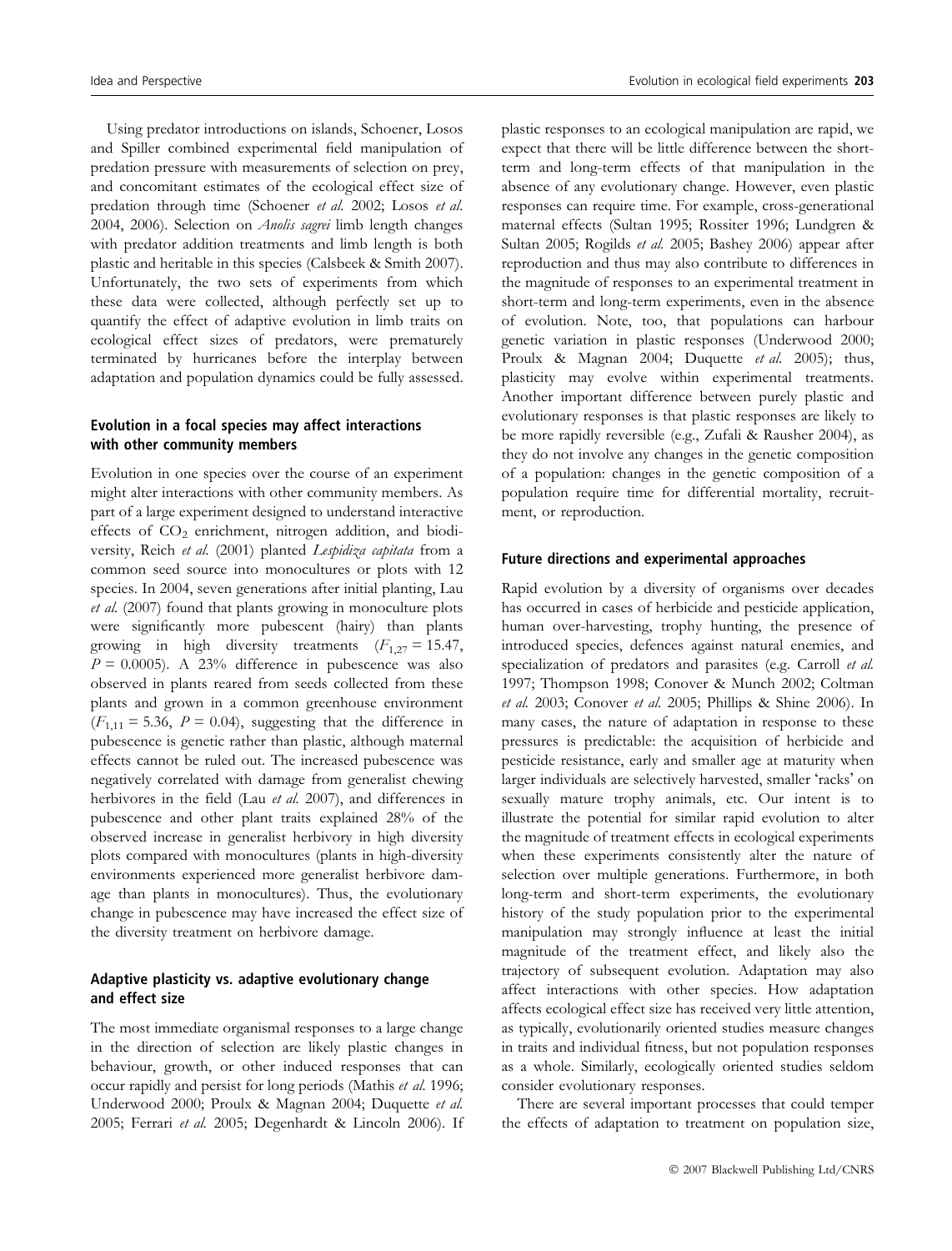Using predator introductions on islands, Schoener, Losos and Spiller combined experimental field manipulation of predation pressure with measurements of selection on prey, and concomitant estimates of the ecological effect size of predation through time (Schoener *et al.* 2002; Losos *et al.* 2004, 2006). Selection on *Anolis sagrei* limb length changes with predator addition treatments and limb length is both plastic and heritable in this species (Calsbeek & Smith 2007). Unfortunately, the two sets of experiments from which these data were collected, although perfectly set up to quantify the effect of adaptive evolution in limb traits on ecological effect sizes of predators, were prematurely terminated by hurricanes before the interplay between adaptation and population dynamics could be fully assessed.

### Evolution in a focal species may affect interactions with other community members

Evolution in one species over the course of an experiment might alter interactions with other community members. As part of a large experiment designed to understand interactive effects of $CO_2$ enrichment, nitrogen addition, and biodiversity, Reich *et al.* (2001) planted *Lespidiza capitata* from a common seed source into monocultures or plots with 12 species. In 2004, seven generations after initial planting, Lau *et al.* (2007) found that plants growing in monoculture plots were significantly more pubescent (hairy) than plants growing in high diversity treatments ($F_{1,27} = 15.47$, $P = 0.0005$). A 23% difference in pubescence was also observed in plants reared from seeds collected from these plants and grown in a common greenhouse environment ($F_{1,11} = 5.36$, $P = 0.04$), suggesting that the difference in pubescence is genetic rather than plastic, although maternal effects cannot be ruled out. The increased pubescence was negatively correlated with damage from generalist chewing herbivores in the field (Lau *et al.* 2007), and differences in pubescence and other plant traits explained 28% of the observed increase in generalist herbivory in high diversity plots compared with monocultures (plants in high-diversity environments experienced more generalist herbivore damage than plants in monocultures). Thus, the evolutionary change in pubescence may have increased the effect size of the diversity treatment on herbivore damage.

### Adaptive plasticity vs. adaptive evolutionary change and effect size

The most immediate organismal responses to a large change in the direction of selection are likely plastic changes in behaviour, growth, or other induced responses that can occur rapidly and persist for long periods (Mathis *et al.* 1996; Underwood 2000; Proulx & Magnan 2004; Duquette *et al.* 2005; Ferrari *et al.* 2005; Degenhardt & Lincoln 2006). If plastic responses to an ecological manipulation are rapid, we expect that there will be little difference between the short-term and long-term effects of that manipulation in the absence of any evolutionary change. However, even plastic responses can require time. For example, cross-generational maternal effects (Sultan 1995; Rossiter 1996; Lundgren & Sultan 2005; Rogilds *et al.* 2005; Bashey 2006) appear after reproduction and thus may also contribute to differences in the magnitude of responses to an experimental treatment in short-term and long-term experiments, even in the absence of evolution. Note, too, that populations can harbour genetic variation in plastic responses (Underwood 2000; Proulx & Magnan 2004; Duquette *et al.* 2005); thus, plasticity may evolve within experimental treatments. Another important difference between purely plastic and evolutionary responses is that plastic responses are likely to be more rapidly reversible (e.g., Zufali & Rausher 2004), as they do not involve any changes in the genetic composition of a population: changes in the genetic composition of a population require time for differential mortality, recruitment, or reproduction.

### Future directions and experimental approaches

Rapid evolution by a diversity of organisms over decades has occurred in cases of herbicide and pesticide application, human over-harvesting, trophy hunting, the presence of introduced species, defences against natural enemies, and specialization of predators and parasites (e.g. Carroll *et al.* 1997; Thompson 1998; Conover & Munch 2002; Coltman *et al.* 2003; Conover *et al.* 2005; Phillips & Shine 2006). In many cases, the nature of adaptation in response to these pressures is predictable: the acquisition of herbicide and pesticide resistance, early and smaller age at maturity when larger individuals are selectively harvested, smaller 'racks' on sexually mature trophy animals, etc. Our intent is to illustrate the potential for similar rapid evolution to alter the magnitude of treatment effects in ecological experiments when these experiments consistently alter the nature of selection over multiple generations. Furthermore, in both long-term and short-term experiments, the evolutionary history of the study population prior to the experimental manipulation may strongly influence at least the initial magnitude of the treatment effect, and likely also the trajectory of subsequent evolution. Adaptation may also affect interactions with other species. How adaptation affects ecological effect size has received very little attention, as typically, evolutionarily oriented studies measure changes in traits and individual fitness, but not population responses as a whole. Similarly, ecologically oriented studies seldom consider evolutionary responses.

There are several important processes that could temper the effects of adaptation to treatment on population size,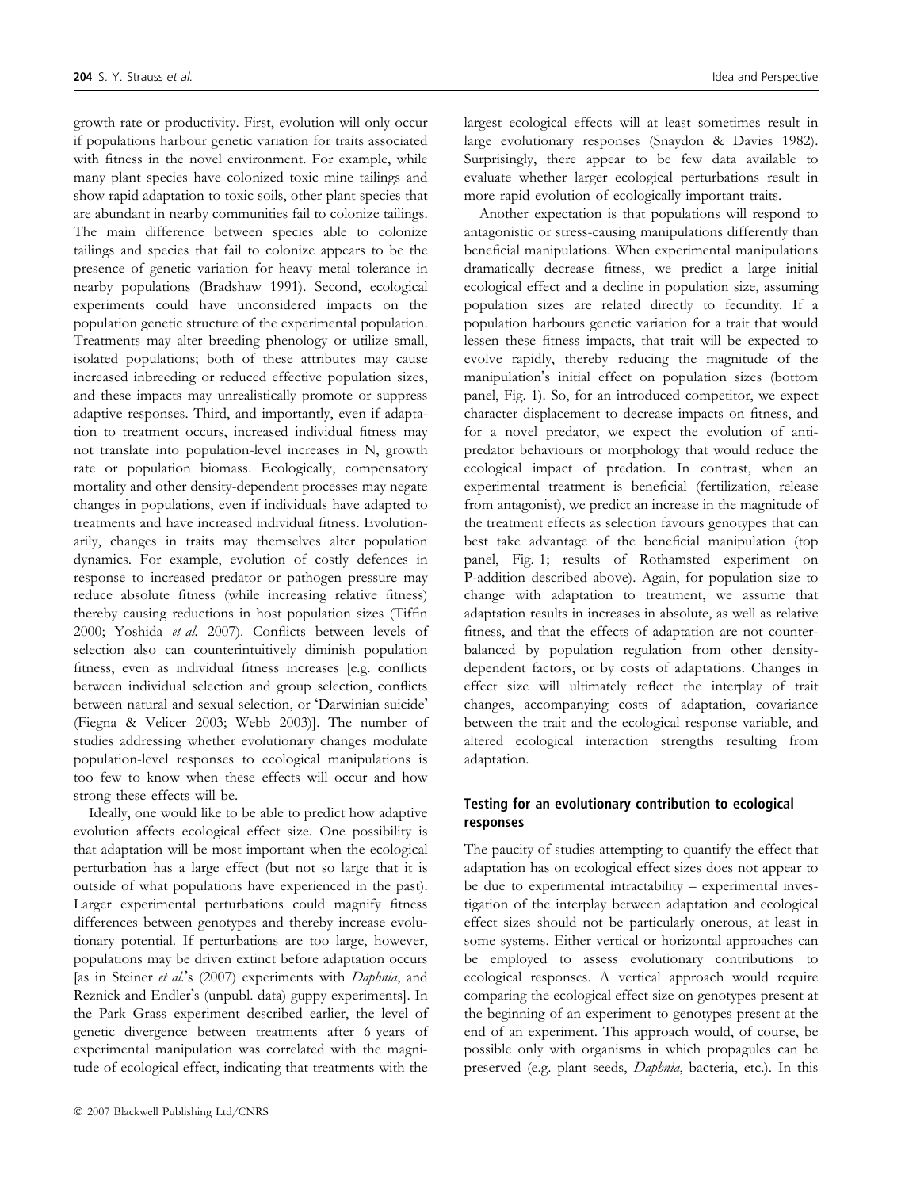growth rate or productivity. First, evolution will only occur if populations harbour genetic variation for traits associated with fitness in the novel environment. For example, while many plant species have colonized toxic mine tailings and show rapid adaptation to toxic soils, other plant species that are abundant in nearby communities fail to colonize tailings. The main difference between species able to colonize tailings and species that fail to colonize appears to be the presence of genetic variation for heavy metal tolerance in nearby populations (Bradshaw 1991). Second, ecological experiments could have unconsidered impacts on the population genetic structure of the experimental population. Treatments may alter breeding phenology or utilize small, isolated populations; both of these attributes may cause increased inbreeding or reduced effective population sizes, and these impacts may unrealistically promote or suppress adaptive responses. Third, and importantly, even if adaptation to treatment occurs, increased individual fitness may not translate into population-level increases in N, growth rate or population biomass. Ecologically, compensatory mortality and other density-dependent processes may negate changes in populations, even if individuals have adapted to treatments and have increased individual fitness. Evolutionarily, changes in traits may themselves alter population dynamics. For example, evolution of costly defences in response to increased predator or pathogen pressure may reduce absolute fitness (while increasing relative fitness) thereby causing reductions in host population sizes (Tiffin 2000; Yoshida *et al.* 2007). Conflicts between levels of selection also can counterintuitively diminish population fitness, even as individual fitness increases [e.g. conflicts between individual selection and group selection, conflicts between natural and sexual selection, or 'Darwinian suicide' (Fiegna & Velicer 2003; Webb 2003)]. The number of studies addressing whether evolutionary changes modulate population-level responses to ecological manipulations is too few to know when these effects will occur and how strong these effects will be.

Ideally, one would like to be able to predict how adaptive evolution affects ecological effect size. One possibility is that adaptation will be most important when the ecological perturbation has a large effect (but not so large that it is outside of what populations have experienced in the past). Larger experimental perturbations could magnify fitness differences between genotypes and thereby increase evolutionary potential. If perturbations are too large, however, populations may be driven extinct before adaptation occurs [as in Steiner *et al.*'s (2007) experiments with *Daphnia*, and Reznick and Endler's (unpubl. data) guppy experiments]. In the Park Grass experiment described earlier, the level of genetic divergence between treatments after 6 years of experimental manipulation was correlated with the magnitude of ecological effect, indicating that treatments with the largest ecological effects will at least sometimes result in large evolutionary responses (Snaydon & Davies 1982). Surprisingly, there appear to be few data available to evaluate whether larger ecological perturbations result in more rapid evolution of ecologically important traits.

Another expectation is that populations will respond to antagonistic or stress-causing manipulations differently than beneficial manipulations. When experimental manipulations dramatically decrease fitness, we predict a large initial ecological effect and a decline in population size, assuming population sizes are related directly to fecundity. If a population harbours genetic variation for a trait that would lessen these fitness impacts, that trait will be expected to evolve rapidly, thereby reducing the magnitude of the manipulation's initial effect on population sizes (bottom panel, Fig. 1). So, for an introduced competitor, we expect character displacement to decrease impacts on fitness, and for a novel predator, we expect the evolution of anti-predator behaviours or morphology that would reduce the ecological impact of predation. In contrast, when an experimental treatment is beneficial (fertilization, release from antagonist), we predict an increase in the magnitude of the treatment effects as selection favours genotypes that can best take advantage of the beneficial manipulation (top panel, Fig. 1; results of Rothamsted experiment on P-addition described above). Again, for population size to change with adaptation to treatment, we assume that adaptation results in increases in absolute, as well as relative fitness, and that the effects of adaptation are not counterbalanced by population regulation from other density-dependent factors, or by costs of adaptations. Changes in effect size will ultimately reflect the interplay of trait changes, accompanying costs of adaptation, covariance between the trait and the ecological response variable, and altered ecological interaction strengths resulting from adaptation.

## Testing for an evolutionary contribution to ecological responses

The paucity of studies attempting to quantify the effect that adaptation has on ecological effect sizes does not appear to be due to experimental intractability – experimental investigation of the interplay between adaptation and ecological effect sizes should not be particularly onerous, at least in some systems. Either vertical or horizontal approaches can be employed to assess evolutionary contributions to ecological responses. A vertical approach would require comparing the ecological effect size on genotypes present at the beginning of an experiment to genotypes present at the end of an experiment. This approach would, of course, be possible only with organisms in which propagules can be preserved (e.g. plant seeds, *Daphnia*, bacteria, etc.). In this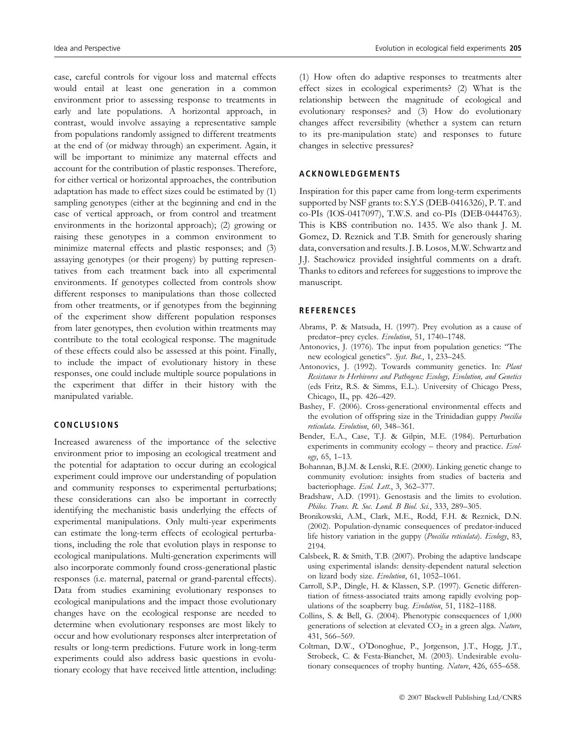case, careful controls for vigour loss and maternal effects would entail at least one generation in a common environment prior to assessing response to treatments in early and late populations. A horizontal approach, in contrast, would involve assaying a representative sample from populations randomly assigned to different treatments at the end of (or midway through) an experiment. Again, it will be important to minimize any maternal effects and account for the contribution of plastic responses. Therefore, for either vertical or horizontal approaches, the contribution adaptation has made to effect sizes could be estimated by (1) sampling genotypes (either at the beginning and end in the case of vertical approach, or from control and treatment environments in the horizontal approach); (2) growing or raising these genotypes in a common environment to minimize maternal effects and plastic responses; and (3) assaying genotypes (or their progeny) by putting representatives from each treatment back into all experimental environments. If genotypes collected from controls show different responses to manipulations than those collected from other treatments, or if genotypes from the beginning of the experiment show different population responses from later genotypes, then evolution within treatments may contribute to the total ecological response. The magnitude of these effects could also be assessed at this point. Finally, to include the impact of evolutionary history in these responses, one could include multiple source populations in the experiment that differ in their history with the manipulated variable.

## CONCLUSIONS

Increased awareness of the importance of the selective environment prior to imposing an ecological treatment and the potential for adaptation to occur during an ecological experiment could improve our understanding of population and community responses to experimental perturbations; these considerations can also be important in correctly identifying the mechanistic basis underlying the effects of experimental manipulations. Only multi-year experiments can estimate the long-term effects of ecological perturbations, including the role that evolution plays in response to ecological manipulations. Multi-generation experiments will also incorporate commonly found cross-generational plastic responses (i.e. maternal, paternal or grand-parental effects). Data from studies examining evolutionary responses to ecological manipulations and the impact those evolutionary changes have on the ecological response are needed to determine when evolutionary responses are most likely to occur and how evolutionary responses alter interpretation of results or long-term predictions. Future work in long-term experiments could also address basic questions in evolutionary ecology that have received little attention, including: (1) How often do adaptive responses to treatments alter effect sizes in ecological experiments? (2) What is the relationship between the magnitude of ecological and evolutionary responses? and (3) How do evolutionary changes affect reversibility (whether a system can return to its pre-manipulation state) and responses to future changes in selective pressures?

## ACKNOWLEDGEMENTS

Inspiration for this paper came from long-term experiments supported by NSF grants to: S.Y.S (DEB-0416326), P. T. and co-PIs (IOS-0417097), T.W.S. and co-PIs (DEB-0444763). This is KBS contribution no. 1435. We also thank J. M. Gomez, D. Reznick and T.B. Smith for generously sharing data, conversation and results. J. B. Losos, M.W. Schwartz and J.J. Stachowicz provided insightful comments on a draft. Thanks to editors and referees for suggestions to improve the manuscript.

## REFERENCES

Abrams, P. & Matsuda, H. (1997). Prey evolution as a cause of predator–prey cycles. *Evolution*, 51, 1740–1748.

Antonovics, J. (1976). The input from population genetics: "The new ecological genetics". *Syst. Bot.*, 1, 233–245.

Antonovics, J. (1992). Towards community genetics. In: *Plant Resistance to Herbivores and Pathogens: Ecology, Evolution, and Genetics* (eds Fritz, R.S. & Simms, E.L.). University of Chicago Press, Chicago, IL, pp. 426–429.

Bashey, F. (2006). Cross-generational environmental effects and the evolution of offspring size in the Trinidadian guppy *Poecilia reticulata*. *Evolution*, 60, 348–361.

Bender, E.A., Case, T.J. & Gilpin, M.E. (1984). Perturbation experiments in community ecology – theory and practice. *Ecology*, 65, 1–13.

Bohannan, B.J.M. & Lenski, R.E. (2000). Linking genetic change to community evolution: insights from studies of bacteria and bacteriophage. *Ecol. Lett.*, 3, 362–377.

Bradshaw, A.D. (1991). Genostasis and the limits to evolution. *Philos. Trans. R. Soc. Lond. B Biol. Sci.*, 333, 289–305.

Bronikowski, A.M., Clark, M.E., Rodd, F.H. & Reznick, D.N. (2002). Population-dynamic consequences of predator-induced life history variation in the guppy (*Poecilia reticulata*). *Ecology*, 83, 2194.

Calsbeek, R. & Smith, T.B. (2007). Probing the adaptive landscape using experimental islands: density-dependent natural selection on lizard body size. *Evolution*, 61, 1052–1061.

Carroll, S.P., Dingle, H. & Klassen, S.P. (1997). Genetic differentiation of fitness-associated traits among rapidly evolving populations of the soapberry bug. *Evolution*, 51, 1182–1188.

Collins, S. & Bell, G. (2004). Phenotypic consequences of 1,000 generations of selection at elevated $CO_2$ in a green alga. *Nature*, 431, 566–569.

Coltman, D.W., O'Donoghue, P., Jorgenson, J.T., Hogg, J.T., Strobeck, C. & Festa-Bianchet, M. (2003). Undesirable evolutionary consequences of trophy hunting. *Nature*, 426, 655–658.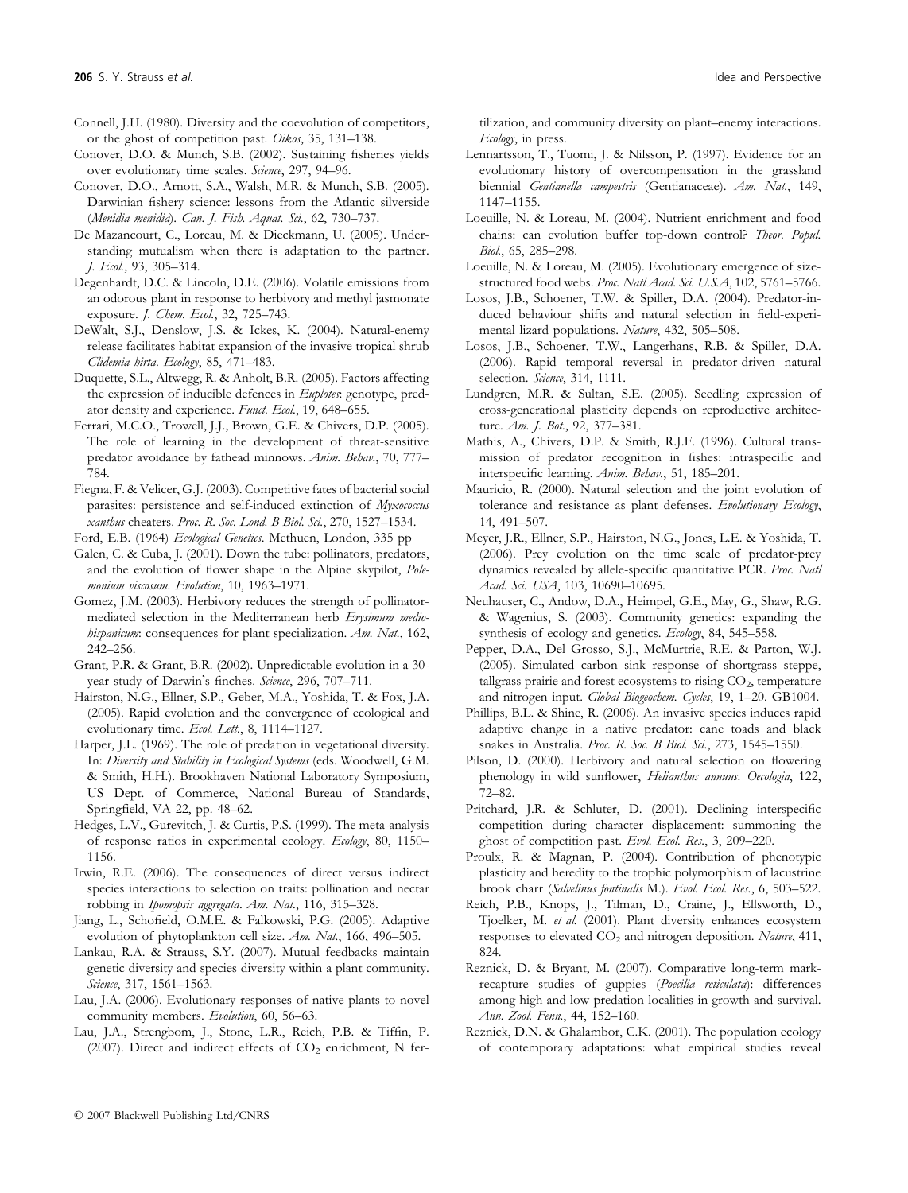Connell, J.H. (1980). Diversity and the coevolution of competitors, or the ghost of competition past. *Oikos*, 35, 131–138.

Conover, D.O. & Munch, S.B. (2002). Sustaining fisheries yields over evolutionary time scales. *Science*, 297, 94–96.

Conover, D.O., Arnott, S.A., Walsh, M.R. & Munch, S.B. (2005). Darwinian fishery science: lessons from the Atlantic silverside (*Menidia menidia*). *Can. J. Fish. Aquat. Sci.*, 62, 730–737.

De Mazancourt, C., Loreau, M. & Dieckmann, U. (2005). Understanding mutualism when there is adaptation to the partner. *J. Ecol.*, 93, 305–314.

Degenhardt, D.C. & Lincoln, D.E. (2006). Volatile emissions from an odorous plant in response to herbivory and methyl jasmonate exposure. *J. Chem. Ecol.*, 32, 725–743.

DeWalt, S.J., Denslow, J.S. & Ickes, K. (2004). Natural-enemy release facilitates habitat expansion of the invasive tropical shrub *Clidemia hirta*. *Ecology*, 85, 471–483.

Duquette, S.L., Altwegg, R. & Anholt, B.R. (2005). Factors affecting the expression of inducible defences in *Euplotes*: genotype, predator density and experience. *Funct. Ecol.*, 19, 648–655.

Ferrari, M.C.O., Trowell, J.J., Brown, G.E. & Chivers, D.P. (2005). The role of learning in the development of threat-sensitive predator avoidance by fathead minnows. *Anim. Behav.*, 70, 777–784.

Fiegna, F. & Velicer, G.J. (2003). Competitive fates of bacterial social parasites: persistence and self-induced extinction of *Myxococcus xanthus* cheaters. *Proc. R. Soc. Lond. B Biol. Sci.*, 270, 1527–1534.

Ford, E.B. (1964) *Ecological Genetics*. Methuen, London, 335 pp

Galen, C. & Cuba, J. (2001). Down the tube: pollinators, predators, and the evolution of flower shape in the Alpine skypilot, *Polemonium viscosum*. *Evolution*, 10, 1963–1971.

Gomez, J.M. (2003). Herbivory reduces the strength of pollinator-mediated selection in the Mediterranean herb *Erysimum mediohispanicum*: consequences for plant specialization. *Am. Nat.*, 162, 242–256.

Grant, P.R. & Grant, B.R. (2002). Unpredictable evolution in a 30-year study of Darwin's finches. *Science*, 296, 707–711.

Hairston, N.G., Ellner, S.P., Geber, M.A., Yoshida, T. & Fox, J.A. (2005). Rapid evolution and the convergence of ecological and evolutionary time. *Ecol. Lett.*, 8, 1114–1127.

Harper, J.L. (1969). The role of predation in vegetational diversity. In: *Diversity and Stability in Ecological Systems* (eds. Woodwell, G.M. & Smith, H.H.). Brookhaven National Laboratory Symposium, US Dept. of Commerce, National Bureau of Standards, Springfield, VA 22, pp. 48–62.

Hedges, L.V., Gurevitch, J. & Curtis, P.S. (1999). The meta-analysis of response ratios in experimental ecology. *Ecology*, 80, 1150–1156.

Irwin, R.E. (2006). The consequences of direct versus indirect species interactions to selection on traits: pollination and nectar robbing in *Ipomopsis aggregata*. *Am. Nat.*, 116, 315–328.

Jiang, L., Schofield, O.M.E. & Falkowski, P.G. (2005). Adaptive evolution of phytoplankton cell size. *Am. Nat.*, 166, 496–505.

Lankau, R.A. & Strauss, S.Y. (2007). Mutual feedbacks maintain genetic diversity and species diversity within a plant community. *Science*, 317, 1561–1563.

Lau, J.A. (2006). Evolutionary responses of native plants to novel community members. *Evolution*, 60, 56–63.

Lau, J.A., Strengbom, J., Stone, L.R., Reich, P.B. & Tiffin, P. (2007). Direct and indirect effects of $CO_2$ enrichment, N fertilization, and community diversity on plant–enemy interactions. *Ecology*, in press.

Lennartsson, T., Tuomi, J. & Nilsson, P. (1997). Evidence for an evolutionary history of overcompensation in the grassland biennial *Gentianella campestris* (Gentianaceae). *Am. Nat.*, 149, 1147–1155.

Loeuille, N. & Loreau, M. (2004). Nutrient enrichment and food chains: can evolution buffer top-down control? *Theor. Popul. Biol.*, 65, 285–298.

Loeuille, N. & Loreau, M. (2005). Evolutionary emergence of size-structured food webs. *Proc. Natl Acad. Sci. U.S.A*, 102, 5761–5766.

Losos, J.B., Schoener, T.W. & Spiller, D.A. (2004). Predator-induced behaviour shifts and natural selection in field-experimental lizard populations. *Nature*, 432, 505–508.

Losos, J.B., Schoener, T.W., Langerhans, R.B. & Spiller, D.A. (2006). Rapid temporal reversal in predator-driven natural selection. *Science*, 314, 1111.

Lundgren, M.R. & Sultan, S.E. (2005). Seedling expression of cross-generational plasticity depends on reproductive architecture. *Am. J. Bot.*, 92, 377–381.

Mathis, A., Chivers, D.P. & Smith, R.J.F. (1996). Cultural transmission of predator recognition in fishes: intraspecific and interspecific learning. *Anim. Behav.*, 51, 185–201.

Mauricio, R. (2000). Natural selection and the joint evolution of tolerance and resistance as plant defenses. *Evolutionary Ecology*, 14, 491–507.

Meyer, J.R., Ellner, S.P., Hairston, N.G., Jones, L.E. & Yoshida, T. (2006). Prey evolution on the time scale of predator-prey dynamics revealed by allele-specific quantitative PCR. *Proc. Natl Acad. Sci. USA*, 103, 10690–10695.

Neuhauser, C., Andow, D.A., Heimpel, G.E., May, G., Shaw, R.G. & Wagenius, S. (2003). Community genetics: expanding the synthesis of ecology and genetics. *Ecology*, 84, 545–558.

Pepper, D.A., Del Grosso, S.J., McMurtrie, R.E. & Parton, W.J. (2005). Simulated carbon sink response of shortgrass steppe, tallgrass prairie and forest ecosystems to rising $CO_2$, temperature and nitrogen input. *Global Biogeochem. Cycles*, 19, 1–20. GB1004.

Phillips, B.L. & Shine, R. (2006). An invasive species induces rapid adaptive change in a native predator: cane toads and black snakes in Australia. *Proc. R. Soc. B Biol. Sci.*, 273, 1545–1550.

Pilson, D. (2000). Herbivory and natural selection on flowering phenology in wild sunflower, *Helianthus annuus*. *Oecologia*, 122, 72–82.

Pritchard, J.R. & Schluter, D. (2001). Declining interspecific competition during character displacement: summoning the ghost of competition past. *Evol. Ecol. Res.*, 3, 209–220.

Proulx, R. & Magnan, P. (2004). Contribution of phenotypic plasticity and heredity to the trophic polymorphism of lacustrine brook charr (*Salvelinus fontinalis* M.). *Evol. Ecol. Res.*, 6, 503–522.

Reich, P.B., Knops, J., Tilman, D., Craine, J., Ellsworth, D., Tjoelker, M. *et al.* (2001). Plant diversity enhances ecosystem responses to elevated $CO_2$ and nitrogen deposition. *Nature*, 411, 824.

Reznick, D. & Bryant, M. (2007). Comparative long-term mark-recapture studies of guppies (*Poecilia reticulata*): differences among high and low predation localities in growth and survival. *Ann. Zool. Fenn.*, 44, 152–160.

Reznick, D.N. & Ghalambor, C.K. (2001). The population ecology of contemporary adaptations: what empirical studies reveal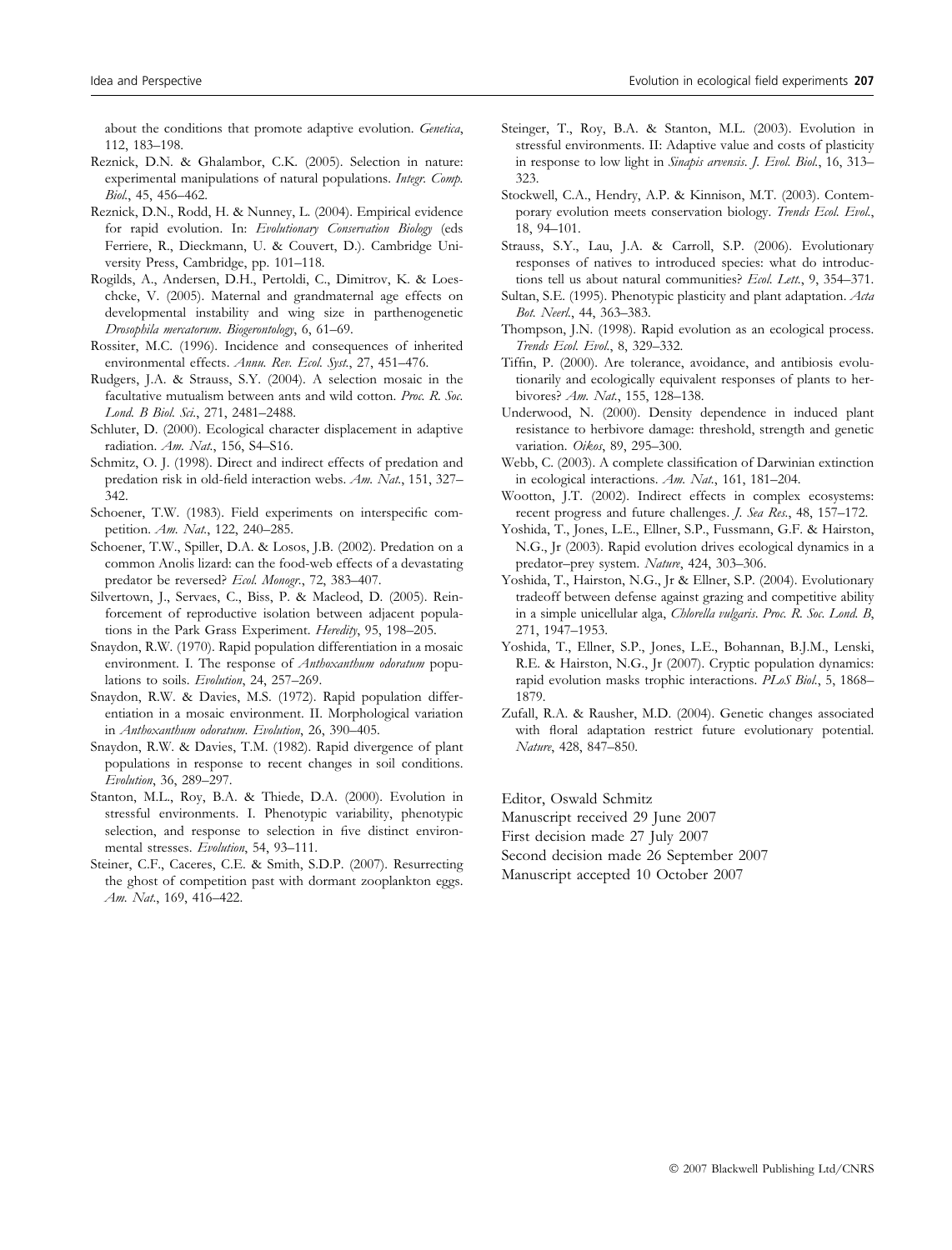about the conditions that promote adaptive evolution. *Genetica*, 112, 183–198.

Reznick, D.N. & Ghalambor, C.K. (2005). Selection in nature: experimental manipulations of natural populations. *Integr. Comp. Biol.*, 45, 456–462.

Reznick, D.N., Rodd, H. & Nunney, L. (2004). Empirical evidence for rapid evolution. In: *Evolutionary Conservation Biology* (eds Ferriere, R., Dieckmann, U. & Couvert, D.). Cambridge University Press, Cambridge, pp. 101–118.

Rogilds, A., Andersen, D.H., Pertoldi, C., Dimitrov, K. & Loeschcke, V. (2005). Maternal and grandmaternal age effects on developmental instability and wing size in parthenogenetic *Drosophila mercatorum*. *Biogerontology*, 6, 61–69.

Rossiter, M.C. (1996). Incidence and consequences of inherited environmental effects. *Annu. Rev. Ecol. Syst.*, 27, 451–476.

Rudgers, J.A. & Strauss, S.Y. (2004). A selection mosaic in the facultative mutualism between ants and wild cotton. *Proc. R. Soc. Lond. B Biol. Sci.*, 271, 2481–2488.

Schluter, D. (2000). Ecological character displacement in adaptive radiation. *Am. Nat.*, 156, S4–S16.

Schmitz, O. J. (1998). Direct and indirect effects of predation and predation risk in old-field interaction webs. *Am. Nat.*, 151, 327–342.

Schoener, T.W. (1983). Field experiments on interspecific competition. *Am. Nat.*, 122, 240–285.

Schoener, T.W., Spiller, D.A. & Losos, J.B. (2002). Predation on a common Anolis lizard: can the food-web effects of a devastating predator be reversed? *Ecol. Monogr.*, 72, 383–407.

Silvertown, J., Servaes, C., Biss, P. & Macleod, D. (2005). Reinforcement of reproductive isolation between adjacent populations in the Park Grass Experiment. *Heredity*, 95, 198–205.

Snaydon, R.W. (1970). Rapid population differentiation in a mosaic environment. I. The response of *Anthoxanthum odoratum* populations to soils. *Evolution*, 24, 257–269.

Snaydon, R.W. & Davies, M.S. (1972). Rapid population differentiation in a mosaic environment. II. Morphological variation in *Anthoxanthum odoratum*. *Evolution*, 26, 390–405.

Snaydon, R.W. & Davies, T.M. (1982). Rapid divergence of plant populations in response to recent changes in soil conditions. *Evolution*, 36, 289–297.

Stanton, M.L., Roy, B.A. & Thiede, D.A. (2000). Evolution in stressful environments. I. Phenotypic variability, phenotypic selection, and response to selection in five distinct environmental stresses. *Evolution*, 54, 93–111.

Steiner, C.F., Caceres, C.E. & Smith, S.D.P. (2007). Resurrecting the ghost of competition past with dormant zooplankton eggs. *Am. Nat.*, 169, 416–422.

Steinger, T., Roy, B.A. & Stanton, M.L. (2003). Evolution in stressful environments. II: Adaptive value and costs of plasticity in response to low light in *Sinapis arvensis*. *J. Evol. Biol.*, 16, 313–323.

Stockwell, C.A., Hendry, A.P. & Kinnison, M.T. (2003). Contemporary evolution meets conservation biology. *Trends Ecol. Evol.*, 18, 94–101.

Strauss, S.Y., Lau, J.A. & Carroll, S.P. (2006). Evolutionary responses of natives to introduced species: what do introductions tell us about natural communities? *Ecol. Lett.*, 9, 354–371.

Sultan, S.E. (1995). Phenotypic plasticity and plant adaptation. *Acta Bot. Neerl.*, 44, 363–383.

Thompson, J.N. (1998). Rapid evolution as an ecological process. *Trends Ecol. Evol.*, 8, 329–332.

Tiffin, P. (2000). Are tolerance, avoidance, and antibiosis evolutionarily and ecologically equivalent responses of plants to herbivores? *Am. Nat.*, 155, 128–138.

Underwood, N. (2000). Density dependence in induced plant resistance to herbivore damage: threshold, strength and genetic variation. *Oikos*, 89, 295–300.

Webb, C. (2003). A complete classification of Darwinian extinction in ecological interactions. *Am. Nat.*, 161, 181–204.

Wootton, J.T. (2002). Indirect effects in complex ecosystems: recent progress and future challenges. *J. Sea Res.*, 48, 157–172.

Yoshida, T., Jones, L.E., Ellner, S.P., Fussmann, G.F. & Hairston, N.G., Jr (2003). Rapid evolution drives ecological dynamics in a predator–prey system. *Nature*, 424, 303–306.

Yoshida, T., Hairston, N.G., Jr & Ellner, S.P. (2004). Evolutionary tradeoff between defense against grazing and competitive ability in a simple unicellular alga, *Chlorella vulgaris*. *Proc. R. Soc. Lond. B*, 271, 1947–1953.

Yoshida, T., Ellner, S.P., Jones, L.E., Bohannan, B.J.M., Lenski, R.E. & Hairston, N.G., Jr (2007). Cryptic population dynamics: rapid evolution masks trophic interactions. *PLoS Biol.*, 5, 1868–1879.

Zufall, R.A. & Rausher, M.D. (2004). Genetic changes associated with floral adaptation restrict future evolutionary potential. *Nature*, 428, 847–850.

Editor, Oswald Schmitz
Manuscript received 29 June 2007
First decision made 27 July 2007
Second decision made 26 September 2007
Manuscript accepted 10 October 2007